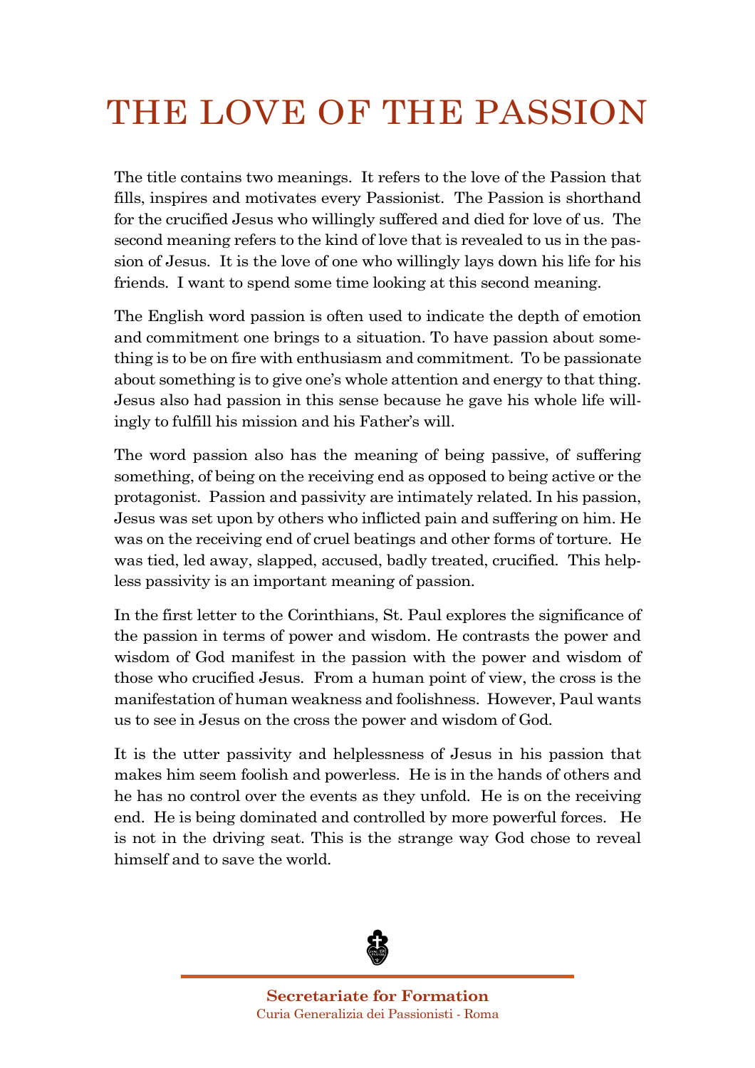# THE LOVE OF THE PASSION

The title contains two meanings. It refers to the love of the Passion that fills, inspires and motivates every Passionist. The Passion is shorthand for the crucified Jesus who willingly suffered and died for love of us. The second meaning refers to the kind of love that is revealed to us in the passion of Jesus. It is the love of one who willingly lays down his life for his friends. I want to spend some time looking at this second meaning.

The English word passion is often used to indicate the depth of emotion and commitment one brings to a situation. To have passion about something is to be on fire with enthusiasm and commitment. To be passionate about something is to give one's whole attention and energy to that thing. Jesus also had passion in this sense because he gave his whole life willingly to fulfill his mission and his Father's will.

The word passion also has the meaning of being passive, of suffering something, of being on the receiving end as opposed to being active or the protagonist. Passion and passivity are intimately related. In his passion, Jesus was set upon by others who inflicted pain and suffering on him. He was on the receiving end of cruel beatings and other forms of torture. He was tied, led away, slapped, accused, badly treated, crucified. This helpless passivity is an important meaning of passion.

In the first letter to the Corinthians, St. Paul explores the significance of the passion in terms of power and wisdom. He contrasts the power and wisdom of God manifest in the passion with the power and wisdom of those who crucified Jesus. From a human point of view, the cross is the manifestation of human weakness and foolishness. However, Paul wants us to see in Jesus on the cross the power and wisdom of God.

It is the utter passivity and helplessness of Jesus in his passion that makes him seem foolish and powerless. He is in the hands of others and he has no control over the events as they unfold. He is on the receiving end. He is being dominated and controlled by more powerful forces. He is not in the driving seat. This is the strange way God chose to reveal himself and to save the world.

**Secretariate for Formation**
Curia Generalizia dei Passionisti - Roma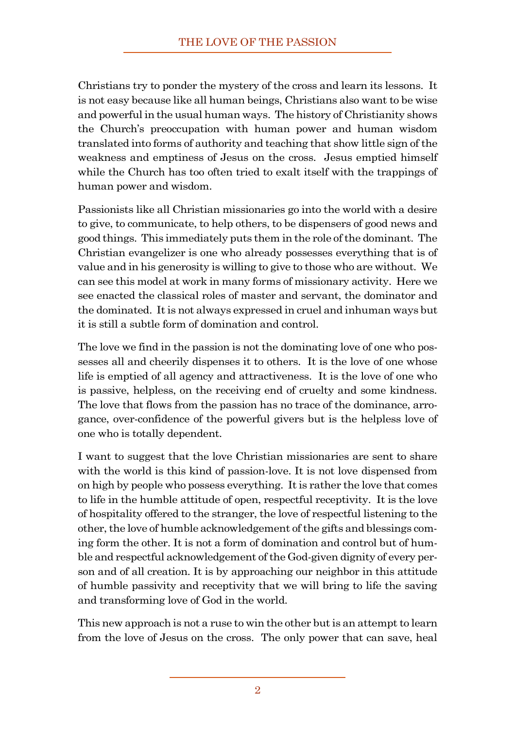Christians try to ponder the mystery of the cross and learn its lessons. It is not easy because like all human beings, Christians also want to be wise and powerful in the usual human ways. The history of Christianity shows the Church's preoccupation with human power and human wisdom translated into forms of authority and teaching that show little sign of the weakness and emptiness of Jesus on the cross. Jesus emptied himself while the Church has too often tried to exalt itself with the trappings of human power and wisdom.

Passionists like all Christian missionaries go into the world with a desire to give, to communicate, to help others, to be dispensers of good news and good things. This immediately puts them in the role of the dominant. The Christian evangelizer is one who already possesses everything that is of value and in his generosity is willing to give to those who are without. We can see this model at work in many forms of missionary activity. Here we see enacted the classical roles of master and servant, the dominator and the dominated. It is not always expressed in cruel and inhuman ways but it is still a subtle form of domination and control.

The love we find in the passion is not the dominating love of one who possesses all and cheerily dispenses it to others. It is the love of one whose life is emptied of all agency and attractiveness. It is the love of one who is passive, helpless, on the receiving end of cruelty and some kindness. The love that flows from the passion has no trace of the dominance, arrogance, over-confidence of the powerful givers but is the helpless love of one who is totally dependent.

I want to suggest that the love Christian missionaries are sent to share with the world is this kind of passion-love. It is not love dispensed from on high by people who possess everything. It is rather the love that comes to life in the humble attitude of open, respectful receptivity. It is the love of hospitality offered to the stranger, the love of respectful listening to the other, the love of humble acknowledgement of the gifts and blessings coming form the other. It is not a form of domination and control but of humble and respectful acknowledgement of the God-given dignity of every person and of all creation. It is by approaching our neighbor in this attitude of humble passivity and receptivity that we will bring to life the saving and transforming love of God in the world.

This new approach is not a ruse to win the other but is an attempt to learn from the love of Jesus on the cross. The only power that can save, heal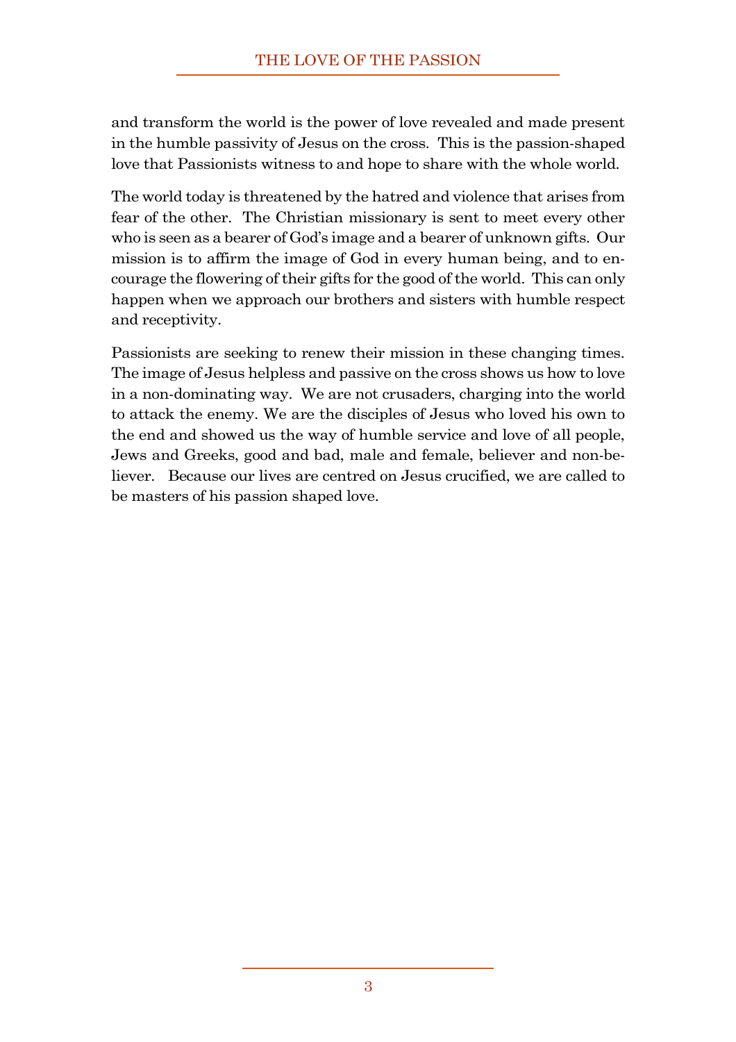and transform the world is the power of love revealed and made present in the humble passivity of Jesus on the cross. This is the passion-shaped love that Passionists witness to and hope to share with the whole world.

The world today is threatened by the hatred and violence that arises from fear of the other. The Christian missionary is sent to meet every other who is seen as a bearer of God's image and a bearer of unknown gifts. Our mission is to affirm the image of God in every human being, and to encourage the flowering of their gifts for the good of the world. This can only happen when we approach our brothers and sisters with humble respect and receptivity.

Passionists are seeking to renew their mission in these changing times. The image of Jesus helpless and passive on the cross shows us how to love in a non-dominating way. We are not crusaders, charging into the world to attack the enemy. We are the disciples of Jesus who loved his own to the end and showed us the way of humble service and love of all people, Jews and Greeks, good and bad, male and female, believer and non-believer. Because our lives are centred on Jesus crucified, we are called to be masters of his passion shaped love.